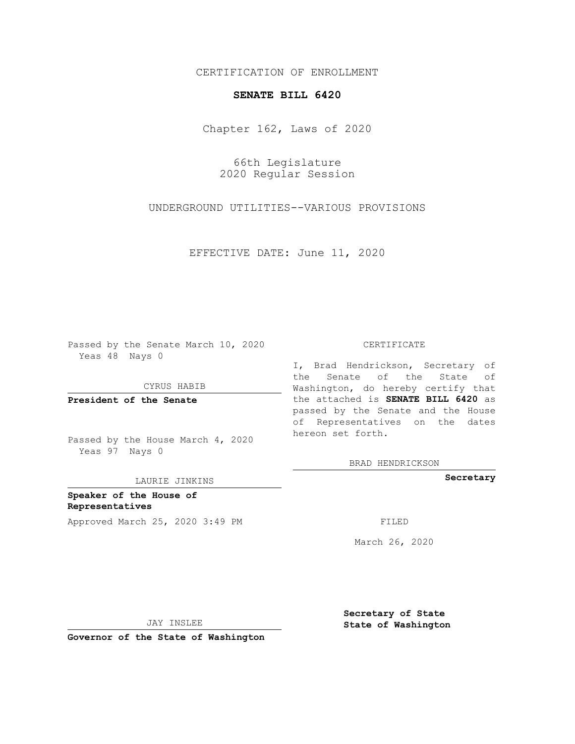CERTIFICATION OF ENROLLMENT

# SENATE BILL 6420

Chapter 162, Laws of 2020

66th Legislature
2020 Regular Session

UNDERGROUND UTILITIES--VARIOUS PROVISIONS

EFFECTIVE DATE: June 11, 2020

Passed by the Senate March 10, 2020
Yeas 48 Nays 0

CYRUS HABIB

**President of the Senate**

Passed by the House March 4, 2020
Yeas 97 Nays 0

LAURIE JINKINS

**Speaker of the House of Representatives**

Approved March 25, 2020 3:49 PM

JAY INSLEE

**Governor of the State of Washington**

CERTIFICATE

I, Brad Hendrickson, Secretary of the Senate of the State of Washington, do hereby certify that the attached is **SENATE BILL 6420** as passed by the Senate and the House of Representatives on the dates hereon set forth.

BRAD HENDRICKSON

**Secretary**

FILED

March 26, 2020

**Secretary of State State of Washington**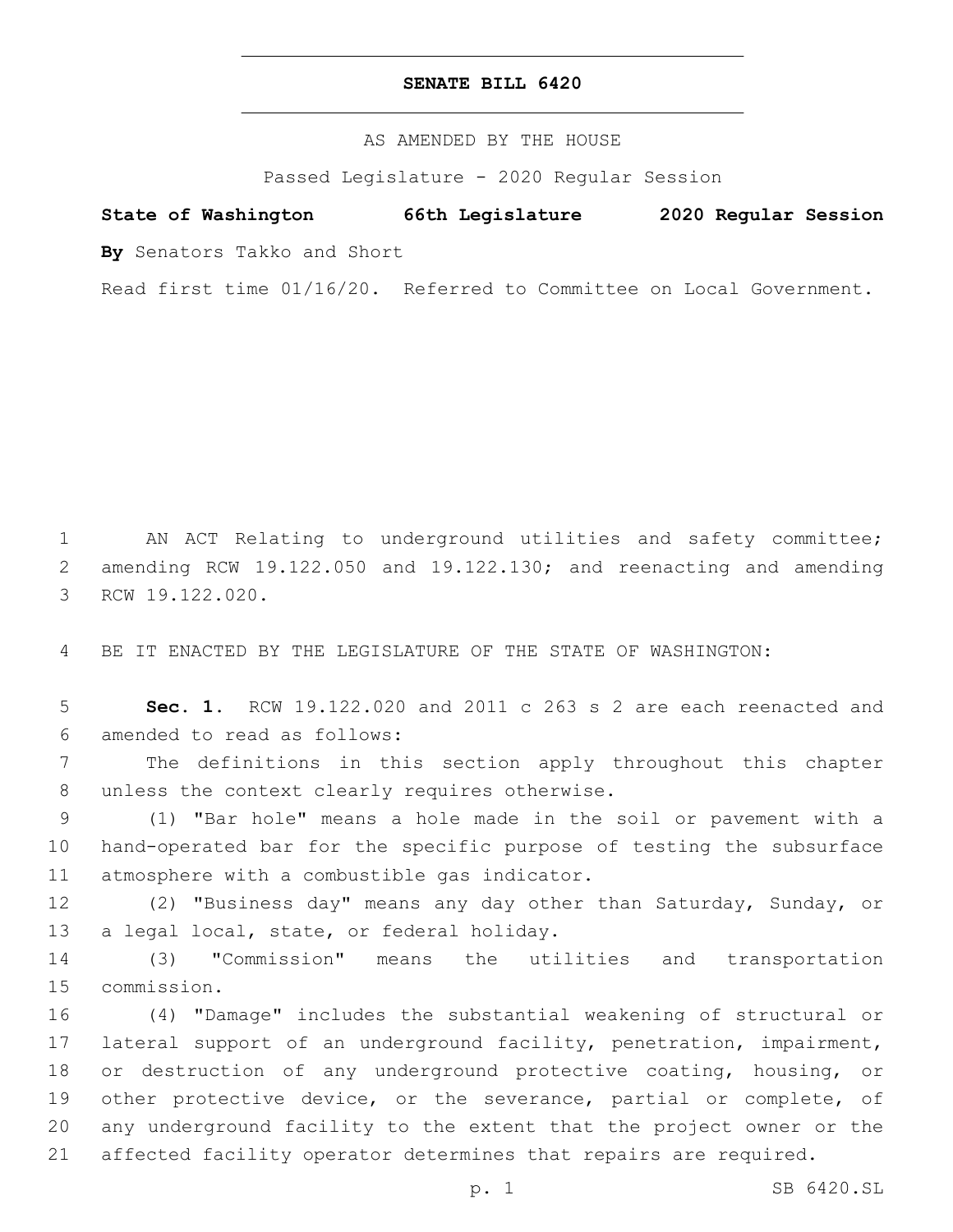**SENATE BILL 6420**

AS AMENDED BY THE HOUSE

Passed Legislature - 2020 Regular Session

**State of Washington 66th Legislature 2020 Regular Session**

**By** Senators Takko and Short

Read first time 01/16/20. Referred to Committee on Local Government.

AN ACT Relating to underground utilities and safety committee; amending RCW 19.122.050 and 19.122.130; and reenacting and amending RCW 19.122.020.

BE IT ENACTED BY THE LEGISLATURE OF THE STATE OF WASHINGTON:

**Sec. 1.** RCW 19.122.020 and 2011 c 263 s 2 are each reenacted and amended to read as follows:

The definitions in this section apply throughout this chapter unless the context clearly requires otherwise.

(1) "Bar hole" means a hole made in the soil or pavement with a hand-operated bar for the specific purpose of testing the subsurface atmosphere with a combustible gas indicator.

(2) "Business day" means any day other than Saturday, Sunday, or a legal local, state, or federal holiday.

(3) "Commission" means the utilities and transportation commission.

(4) "Damage" includes the substantial weakening of structural or lateral support of an underground facility, penetration, impairment, or destruction of any underground protective coating, housing, or other protective device, or the severance, partial or complete, of any underground facility to the extent that the project owner or the affected facility operator determines that repairs are required.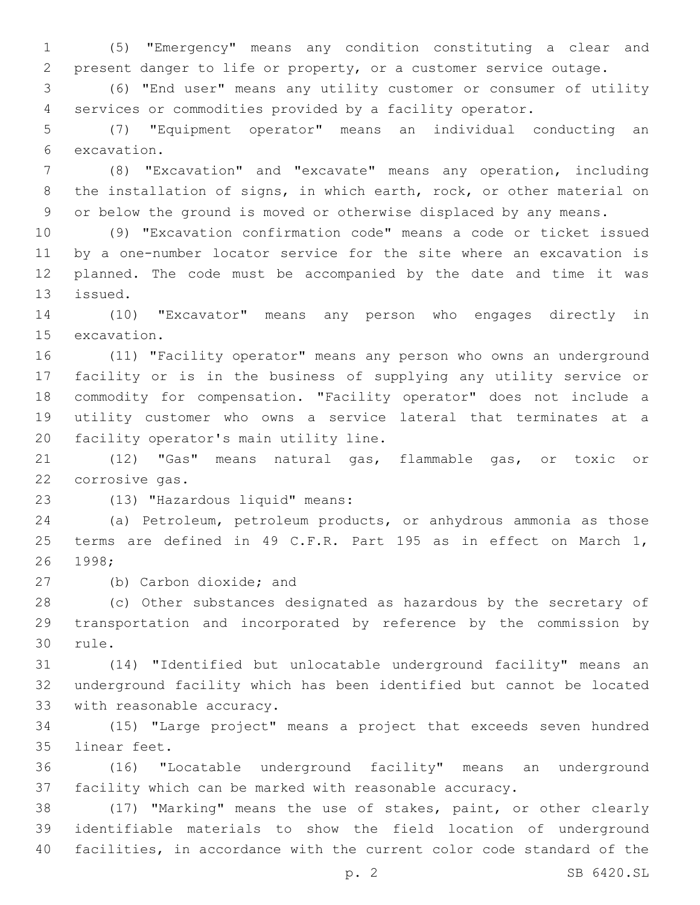(5) "Emergency" means any condition constituting a clear and present danger to life or property, or a customer service outage.

(6) "End user" means any utility customer or consumer of utility services or commodities provided by a facility operator.

(7) "Equipment operator" means an individual conducting an excavation.

(8) "Excavation" and "excavate" means any operation, including the installation of signs, in which earth, rock, or other material on or below the ground is moved or otherwise displaced by any means.

(9) "Excavation confirmation code" means a code or ticket issued by a one-number locator service for the site where an excavation is planned. The code must be accompanied by the date and time it was issued.

(10) "Excavator" means any person who engages directly in excavation.

(11) "Facility operator" means any person who owns an underground facility or is in the business of supplying any utility service or commodity for compensation. "Facility operator" does not include a utility customer who owns a service lateral that terminates at a facility operator's main utility line.

(12) "Gas" means natural gas, flammable gas, or toxic or corrosive gas.

(13) "Hazardous liquid" means:

(a) Petroleum, petroleum products, or anhydrous ammonia as those terms are defined in 49 C.F.R. Part 195 as in effect on March 1, 1998;

(b) Carbon dioxide; and

(c) Other substances designated as hazardous by the secretary of transportation and incorporated by reference by the commission by rule.

(14) "Identified but unlocatable underground facility" means an underground facility which has been identified but cannot be located with reasonable accuracy.

(15) "Large project" means a project that exceeds seven hundred linear feet.

(16) "Locatable underground facility" means an underground facility which can be marked with reasonable accuracy.

(17) "Marking" means the use of stakes, paint, or other clearly identifiable materials to show the field location of underground facilities, in accordance with the current color code standard of the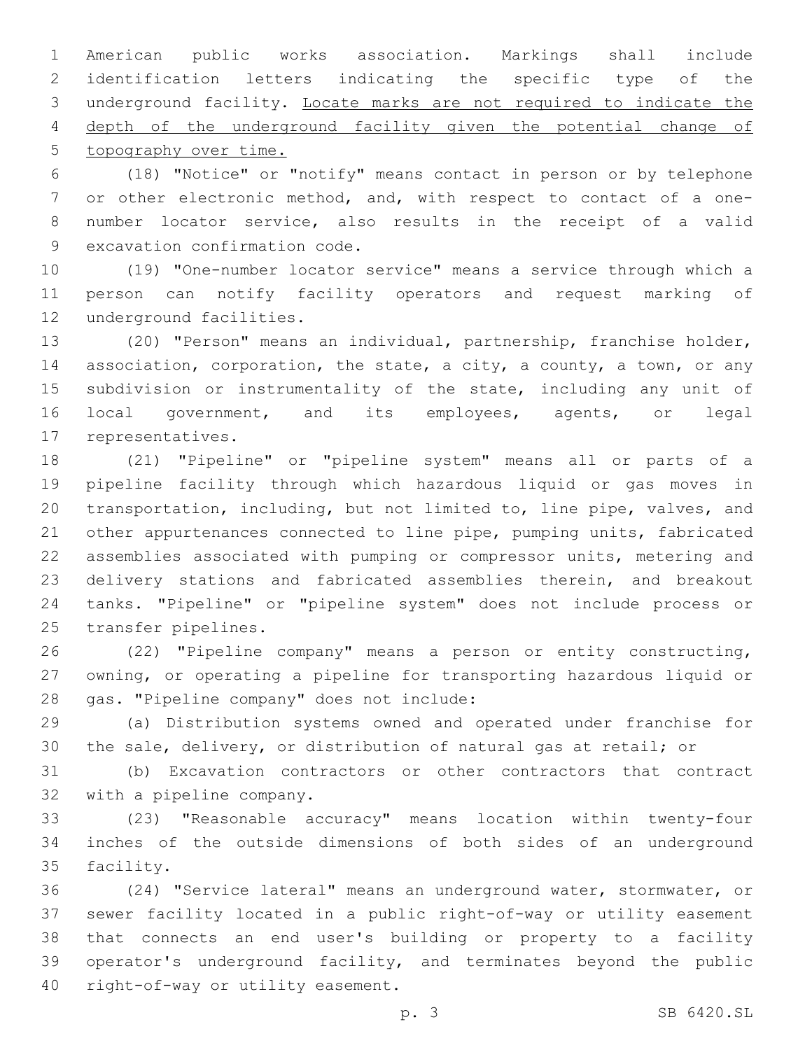American public works association. Markings shall include identification letters indicating the specific type of the underground facility. <u>Locate marks are not required to indicate the depth of the underground facility given the potential change of topography over time.</u>

(18) "Notice" or "notify" means contact in person or by telephone or other electronic method, and, with respect to contact of a one-number locator service, also results in the receipt of a valid excavation confirmation code.

(19) "One-number locator service" means a service through which a person can notify facility operators and request marking of underground facilities.

(20) "Person" means an individual, partnership, franchise holder, association, corporation, the state, a city, a county, a town, or any subdivision or instrumentality of the state, including any unit of local government, and its employees, agents, or legal representatives.

(21) "Pipeline" or "pipeline system" means all or parts of a pipeline facility through which hazardous liquid or gas moves in transportation, including, but not limited to, line pipe, valves, and other appurtenances connected to line pipe, pumping units, fabricated assemblies associated with pumping or compressor units, metering and delivery stations and fabricated assemblies therein, and breakout tanks. "Pipeline" or "pipeline system" does not include process or transfer pipelines.

(22) "Pipeline company" means a person or entity constructing, owning, or operating a pipeline for transporting hazardous liquid or gas. "Pipeline company" does not include:

(a) Distribution systems owned and operated under franchise for the sale, delivery, or distribution of natural gas at retail; or

(b) Excavation contractors or other contractors that contract with a pipeline company.

(23) "Reasonable accuracy" means location within twenty-four inches of the outside dimensions of both sides of an underground facility.

(24) "Service lateral" means an underground water, stormwater, or sewer facility located in a public right-of-way or utility easement that connects an end user's building or property to a facility operator's underground facility, and terminates beyond the public right-of-way or utility easement.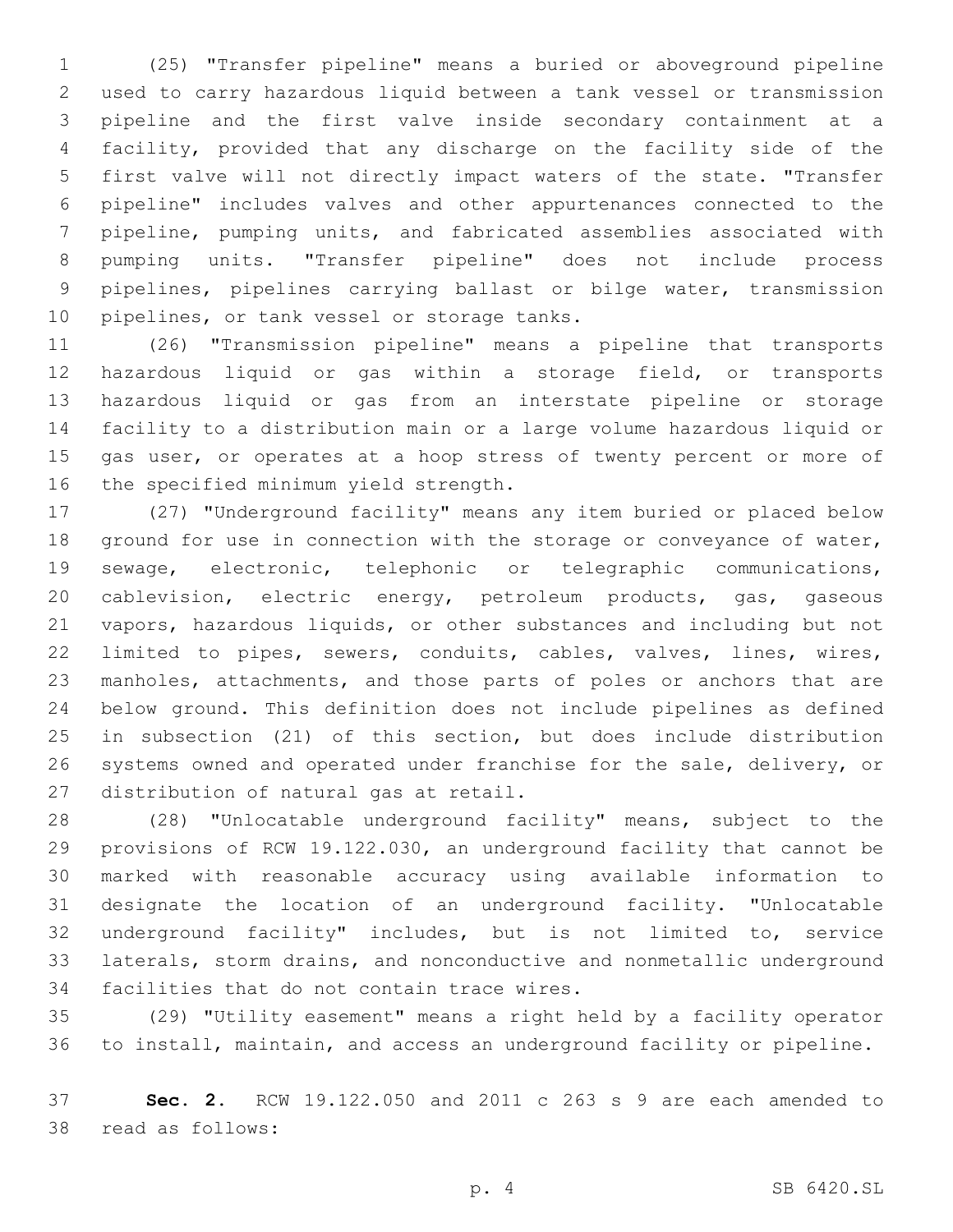(25) "Transfer pipeline" means a buried or aboveground pipeline used to carry hazardous liquid between a tank vessel or transmission pipeline and the first valve inside secondary containment at a facility, provided that any discharge on the facility side of the first valve will not directly impact waters of the state. "Transfer pipeline" includes valves and other appurtenances connected to the pipeline, pumping units, and fabricated assemblies associated with pumping units. "Transfer pipeline" does not include process pipelines, pipelines carrying ballast or bilge water, transmission pipelines, or tank vessel or storage tanks.

(26) "Transmission pipeline" means a pipeline that transports hazardous liquid or gas within a storage field, or transports hazardous liquid or gas from an interstate pipeline or storage facility to a distribution main or a large volume hazardous liquid or gas user, or operates at a hoop stress of twenty percent or more of the specified minimum yield strength.

(27) "Underground facility" means any item buried or placed below ground for use in connection with the storage or conveyance of water, sewage, electronic, telephonic or telegraphic communications, cablevision, electric energy, petroleum products, gas, gaseous vapors, hazardous liquids, or other substances and including but not limited to pipes, sewers, conduits, cables, valves, lines, wires, manholes, attachments, and those parts of poles or anchors that are below ground. This definition does not include pipelines as defined in subsection (21) of this section, but does include distribution systems owned and operated under franchise for the sale, delivery, or distribution of natural gas at retail.

(28) "Unlocatable underground facility" means, subject to the provisions of RCW 19.122.030, an underground facility that cannot be marked with reasonable accuracy using available information to designate the location of an underground facility. "Unlocatable underground facility" includes, but is not limited to, service laterals, storm drains, and nonconductive and nonmetallic underground facilities that do not contain trace wires.

(29) "Utility easement" means a right held by a facility operator to install, maintain, and access an underground facility or pipeline.

**Sec. 2.** RCW 19.122.050 and 2011 c 263 s 9 are each amended to read as follows: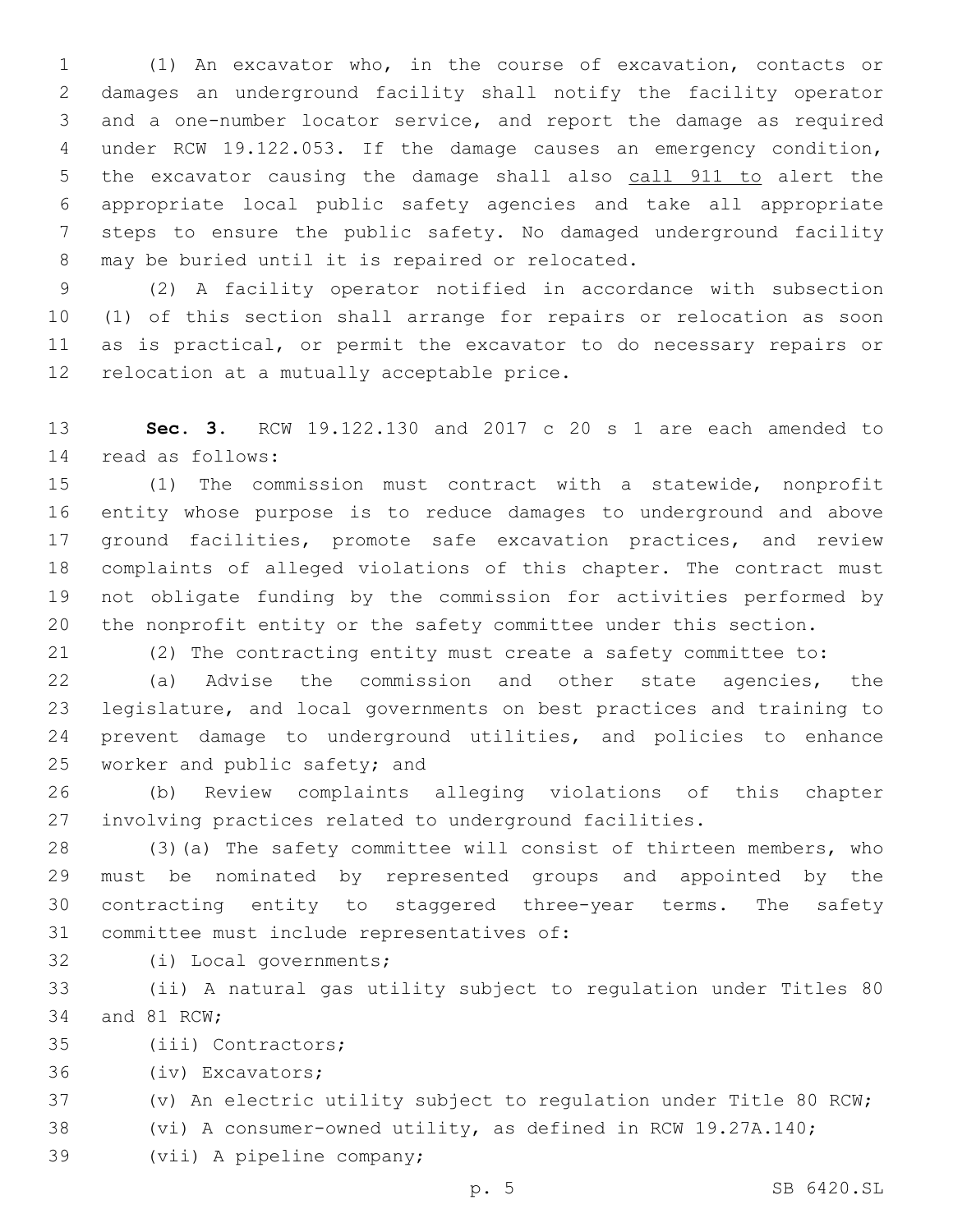(1) An excavator who, in the course of excavation, contacts or damages an underground facility shall notify the facility operator and a one-number locator service, and report the damage as required under RCW 19.122.053. If the damage causes an emergency condition, the excavator causing the damage shall also <u>call 911 to</u> alert the appropriate local public safety agencies and take all appropriate steps to ensure the public safety. No damaged underground facility may be buried until it is repaired or relocated.

(2) A facility operator notified in accordance with subsection (1) of this section shall arrange for repairs or relocation as soon as is practical, or permit the excavator to do necessary repairs or relocation at a mutually acceptable price.

**Sec. 3.** RCW 19.122.130 and 2017 c 20 s 1 are each amended to read as follows:

(1) The commission must contract with a statewide, nonprofit entity whose purpose is to reduce damages to underground and above ground facilities, promote safe excavation practices, and review complaints of alleged violations of this chapter. The contract must not obligate funding by the commission for activities performed by the nonprofit entity or the safety committee under this section.

(2) The contracting entity must create a safety committee to:

(a) Advise the commission and other state agencies, the legislature, and local governments on best practices and training to prevent damage to underground utilities, and policies to enhance worker and public safety; and

(b) Review complaints alleging violations of this chapter involving practices related to underground facilities.

(3)(a) The safety committee will consist of thirteen members, who must be nominated by represented groups and appointed by the contracting entity to staggered three-year terms. The safety committee must include representatives of:

(i) Local governments;

(ii) A natural gas utility subject to regulation under Titles 80 and 81 RCW;

(iii) Contractors;

(iv) Excavators;

(v) An electric utility subject to regulation under Title 80 RCW;

(vi) A consumer-owned utility, as defined in RCW 19.27A.140;

(vii) A pipeline company;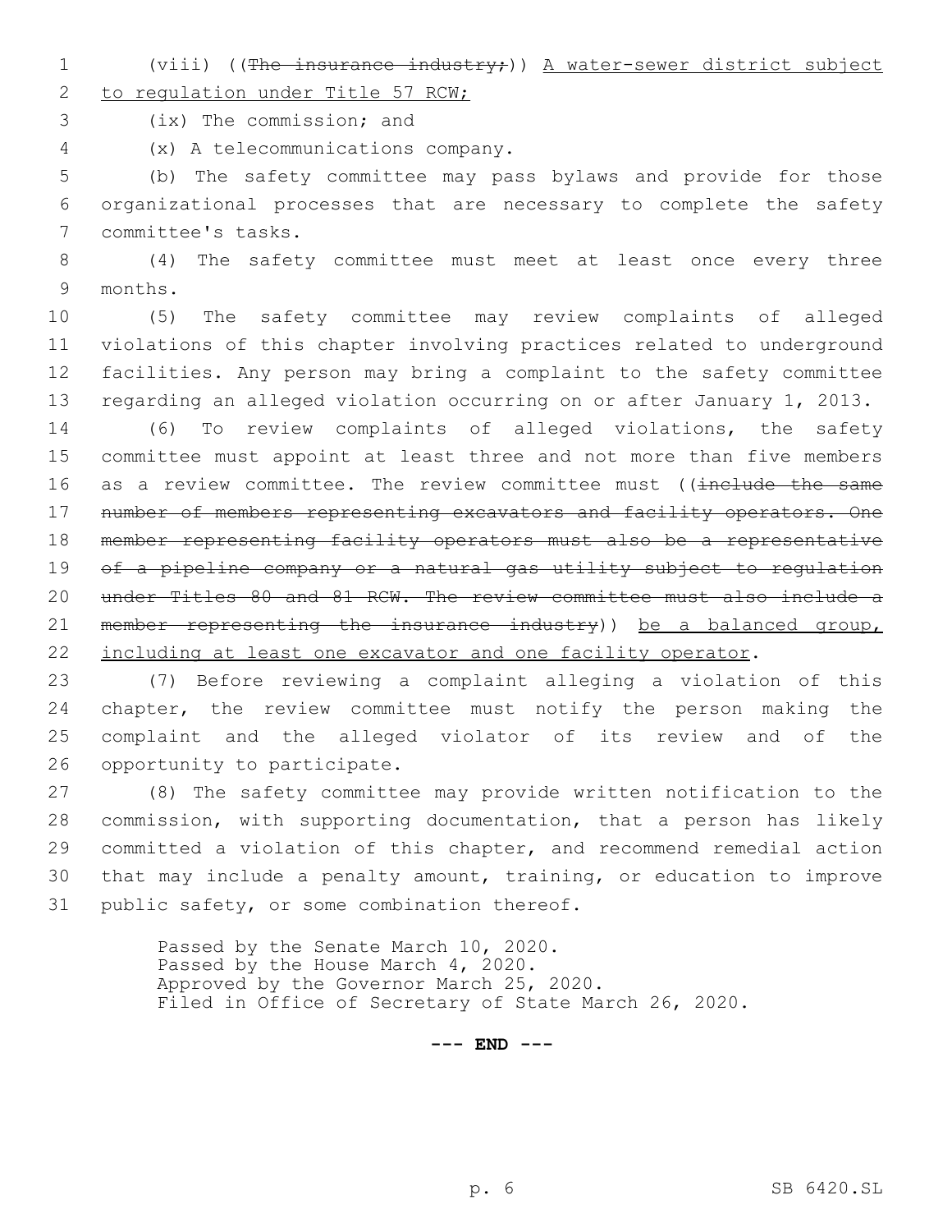(viii) ((~~The insurance industry;~~)) <u>A water-sewer district subject to regulation under Title 57 RCW;</u>

(ix) The commission; and

(x) A telecommunications company.

(b) The safety committee may pass bylaws and provide for those organizational processes that are necessary to complete the safety committee's tasks.

(4) The safety committee must meet at least once every three months.

(5) The safety committee may review complaints of alleged violations of this chapter involving practices related to underground facilities. Any person may bring a complaint to the safety committee regarding an alleged violation occurring on or after January 1, 2013.

(6) To review complaints of alleged violations, the safety committee must appoint at least three and not more than five members as a review committee. The review committee must ((~~include the same number of members representing excavators and facility operators. One member representing facility operators must also be a representative of a pipeline company or a natural gas utility subject to regulation under Titles 80 and 81 RCW. The review committee must also include a member representing the insurance industry~~)) <u>be a balanced group, including at least one excavator and one facility operator</u>.

(7) Before reviewing a complaint alleging a violation of this chapter, the review committee must notify the person making the complaint and the alleged violator of its review and of the opportunity to participate.

(8) The safety committee may provide written notification to the commission, with supporting documentation, that a person has likely committed a violation of this chapter, and recommend remedial action that may include a penalty amount, training, or education to improve public safety, or some combination thereof.

Passed by the Senate March 10, 2020.
Passed by the House March 4, 2020.
Approved by the Governor March 25, 2020.
Filed in Office of Secretary of State March 26, 2020.

**--- END ---**